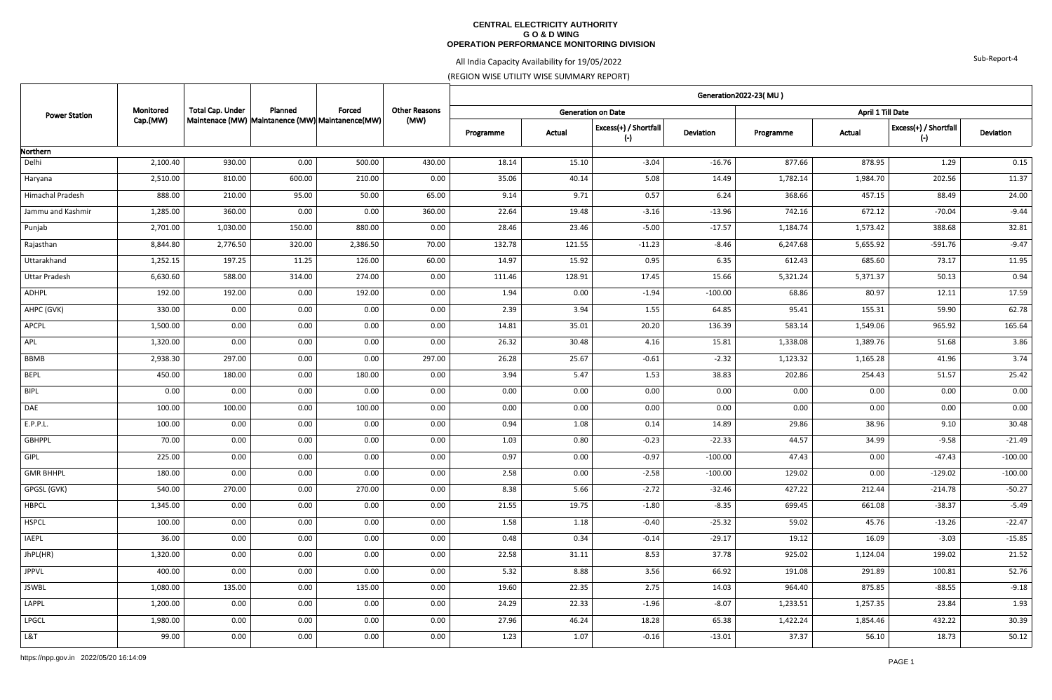**CENTRAL ELECTRICITY AUTHORITY**
**G O & D WING**
**OPERATION PERFORMANCE MONITORING DIVISION**

All India Capacity Availability for 19/05/2022

(REGION WISE UTILITY WISE SUMMARY REPORT)

Sub-Report-4

| Power Station | Monitored Cap.(MW) | Total Cap. Under Maintenace (MW) | Planned Maintanence (MW) | Forced Maintanence(MW) | Other Reasons (MW) | Generation2022-23( MU ) | | | | | | | |
|---|---|---|---|---|---|---|---|---|---|---|---|---|---|
| | | | | | | Generation on Date | | | | April 1 Till Date | | | |
| | | | | | | Programme | Actual | Excess(+) / Shortfall (-) | Deviation | Programme | Actual | Excess(+) / Shortfall (-) | Deviation |
| **Northern** | | | | | | | | | | | | | |
| Delhi | 2,100.40 | 930.00 | 0.00 | 500.00 | 430.00 | 18.14 | 15.10 | -3.04 | -16.76 | 877.66 | 878.95 | 1.29 | 0.15 |
| Haryana | 2,510.00 | 810.00 | 600.00 | 210.00 | 0.00 | 35.06 | 40.14 | 5.08 | 14.49 | 1,782.14 | 1,984.70 | 202.56 | 11.37 |
| Himachal Pradesh | 888.00 | 210.00 | 95.00 | 50.00 | 65.00 | 9.14 | 9.71 | 0.57 | 6.24 | 368.66 | 457.15 | 88.49 | 24.00 |
| Jammu and Kashmir | 1,285.00 | 360.00 | 0.00 | 0.00 | 360.00 | 22.64 | 19.48 | -3.16 | -13.96 | 742.16 | 672.12 | -70.04 | -9.44 |
| Punjab | 2,701.00 | 1,030.00 | 150.00 | 880.00 | 0.00 | 28.46 | 23.46 | -5.00 | -17.57 | 1,184.74 | 1,573.42 | 388.68 | 32.81 |
| Rajasthan | 8,844.80 | 2,776.50 | 320.00 | 2,386.50 | 70.00 | 132.78 | 121.55 | -11.23 | -8.46 | 6,247.68 | 5,655.92 | -591.76 | -9.47 |
| Uttarakhand | 1,252.15 | 197.25 | 11.25 | 126.00 | 60.00 | 14.97 | 15.92 | 0.95 | 6.35 | 612.43 | 685.60 | 73.17 | 11.95 |
| Uttar Pradesh | 6,630.60 | 588.00 | 314.00 | 274.00 | 0.00 | 111.46 | 128.91 | 17.45 | 15.66 | 5,321.24 | 5,371.37 | 50.13 | 0.94 |
| ADHPL | 192.00 | 192.00 | 0.00 | 192.00 | 0.00 | 1.94 | 0.00 | -1.94 | -100.00 | 68.86 | 80.97 | 12.11 | 17.59 |
| AHPC (GVK) | 330.00 | 0.00 | 0.00 | 0.00 | 0.00 | 2.39 | 3.94 | 1.55 | 64.85 | 95.41 | 155.31 | 59.90 | 62.78 |
| APCPL | 1,500.00 | 0.00 | 0.00 | 0.00 | 0.00 | 14.81 | 35.01 | 20.20 | 136.39 | 583.14 | 1,549.06 | 965.92 | 165.64 |
| APL | 1,320.00 | 0.00 | 0.00 | 0.00 | 0.00 | 26.32 | 30.48 | 4.16 | 15.81 | 1,338.08 | 1,389.76 | 51.68 | 3.86 |
| BBMB | 2,938.30 | 297.00 | 0.00 | 0.00 | 297.00 | 26.28 | 25.67 | -0.61 | -2.32 | 1,123.32 | 1,165.28 | 41.96 | 3.74 |
| BEPL | 450.00 | 180.00 | 0.00 | 180.00 | 0.00 | 3.94 | 5.47 | 1.53 | 38.83 | 202.86 | 254.43 | 51.57 | 25.42 |
| BIPL | 0.00 | 0.00 | 0.00 | 0.00 | 0.00 | 0.00 | 0.00 | 0.00 | 0.00 | 0.00 | 0.00 | 0.00 | 0.00 |
| DAE | 100.00 | 100.00 | 0.00 | 100.00 | 0.00 | 0.00 | 0.00 | 0.00 | 0.00 | 0.00 | 0.00 | 0.00 | 0.00 |
| E.P.P.L. | 100.00 | 0.00 | 0.00 | 0.00 | 0.00 | 0.94 | 1.08 | 0.14 | 14.89 | 29.86 | 38.96 | 9.10 | 30.48 |
| GBHPPL | 70.00 | 0.00 | 0.00 | 0.00 | 0.00 | 1.03 | 0.80 | -0.23 | -22.33 | 44.57 | 34.99 | -9.58 | -21.49 |
| GIPL | 225.00 | 0.00 | 0.00 | 0.00 | 0.00 | 0.97 | 0.00 | -0.97 | -100.00 | 47.43 | 0.00 | -47.43 | -100.00 |
| GMR BHHPL | 180.00 | 0.00 | 0.00 | 0.00 | 0.00 | 2.58 | 0.00 | -2.58 | -100.00 | 129.02 | 0.00 | -129.02 | -100.00 |
| GPGSL (GVK) | 540.00 | 270.00 | 0.00 | 270.00 | 0.00 | 8.38 | 5.66 | -2.72 | -32.46 | 427.22 | 212.44 | -214.78 | -50.27 |
| HBPCL | 1,345.00 | 0.00 | 0.00 | 0.00 | 0.00 | 21.55 | 19.75 | -1.80 | -8.35 | 699.45 | 661.08 | -38.37 | -5.49 |
| HSPCL | 100.00 | 0.00 | 0.00 | 0.00 | 0.00 | 1.58 | 1.18 | -0.40 | -25.32 | 59.02 | 45.76 | -13.26 | -22.47 |
| IAEPL | 36.00 | 0.00 | 0.00 | 0.00 | 0.00 | 0.48 | 0.34 | -0.14 | -29.17 | 19.12 | 16.09 | -3.03 | -15.85 |
| JhPL(HR) | 1,320.00 | 0.00 | 0.00 | 0.00 | 0.00 | 22.58 | 31.11 | 8.53 | 37.78 | 925.02 | 1,124.04 | 199.02 | 21.52 |
| JPPVL | 400.00 | 0.00 | 0.00 | 0.00 | 0.00 | 5.32 | 8.88 | 3.56 | 66.92 | 191.08 | 291.89 | 100.81 | 52.76 |
| JSWBL | 1,080.00 | 135.00 | 0.00 | 135.00 | 0.00 | 19.60 | 22.35 | 2.75 | 14.03 | 964.40 | 875.85 | -88.55 | -9.18 |
| LAPPL | 1,200.00 | 0.00 | 0.00 | 0.00 | 0.00 | 24.29 | 22.33 | -1.96 | -8.07 | 1,233.51 | 1,257.35 | 23.84 | 1.93 |
| LPGCL | 1,980.00 | 0.00 | 0.00 | 0.00 | 0.00 | 27.96 | 46.24 | 18.28 | 65.38 | 1,422.24 | 1,854.46 | 432.22 | 30.39 |
| L&T | 99.00 | 0.00 | 0.00 | 0.00 | 0.00 | 1.23 | 1.07 | -0.16 | -13.01 | 37.37 | 56.10 | 18.73 | 50.12 |

https://npp.gov.in 2022/05/20 16:14:09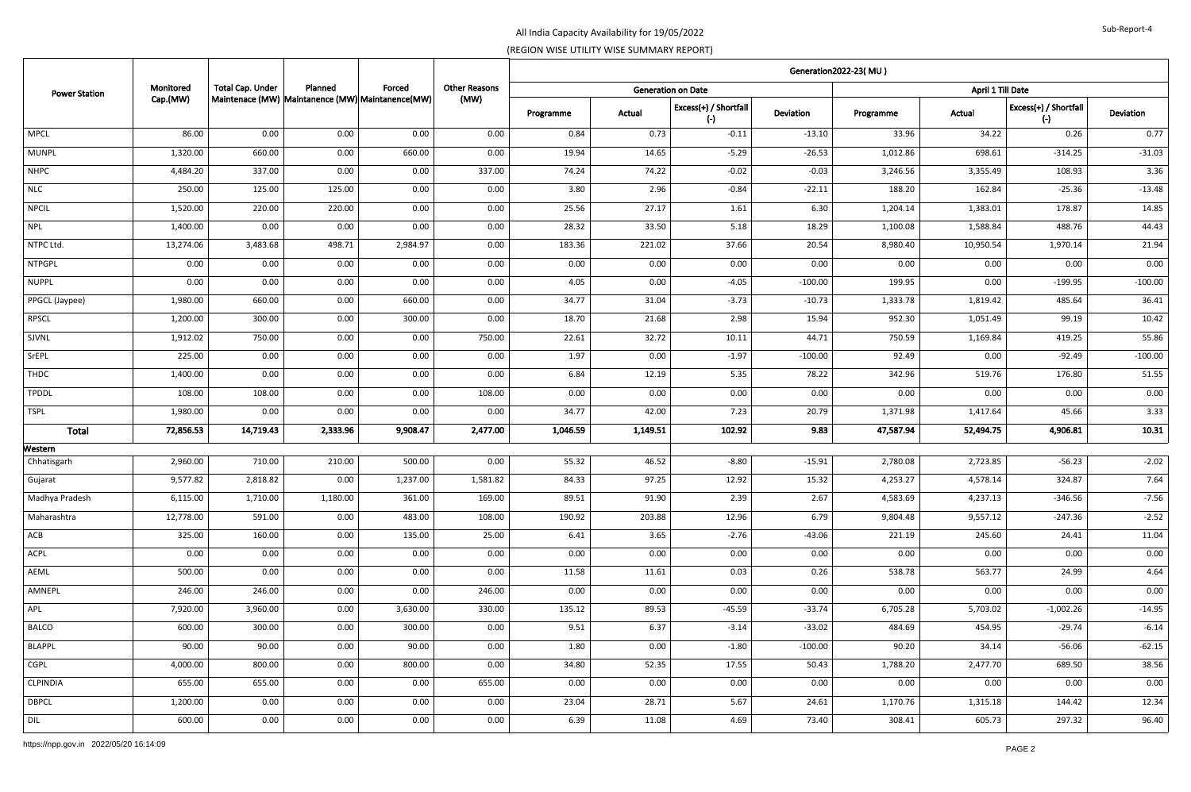All India Capacity Availability for 19/05/2022

(REGION WISE UTILITY WISE SUMMARY REPORT)

| Power Station | Monitored Cap.(MW) | Total Cap. Under Maintenace (MW) | Planned Maintanence (MW) | Forced Maintanence(MW) | Other Reasons (MW) | Generation2022-23( MU ) | | | | | | | |
|---|---|---|---|---|---|---|---|---|---|---|---|---|---|
| | | | | | | Generation on Date | | | | April 1 Till Date | | | |
| | | | | | | Programme | Actual | Excess(+) / Shortfall (-) | Deviation | Programme | Actual | Excess(+) / Shortfall (-) | Deviation |
| MPCL | 86.00 | 0.00 | 0.00 | 0.00 | 0.00 | 0.84 | 0.73 | -0.11 | -13.10 | 33.96 | 34.22 | 0.26 | 0.77 |
| MUNPL | 1,320.00 | 660.00 | 0.00 | 660.00 | 0.00 | 19.94 | 14.65 | -5.29 | -26.53 | 1,012.86 | 698.61 | -314.25 | -31.03 |
| NHPC | 4,484.20 | 337.00 | 0.00 | 0.00 | 337.00 | 74.24 | 74.22 | -0.02 | -0.03 | 3,246.56 | 3,355.49 | 108.93 | 3.36 |
| NLC | 250.00 | 125.00 | 125.00 | 0.00 | 0.00 | 3.80 | 2.96 | -0.84 | -22.11 | 188.20 | 162.84 | -25.36 | -13.48 |
| NPCIL | 1,520.00 | 220.00 | 220.00 | 0.00 | 0.00 | 25.56 | 27.17 | 1.61 | 6.30 | 1,204.14 | 1,383.01 | 178.87 | 14.85 |
| NPL | 1,400.00 | 0.00 | 0.00 | 0.00 | 0.00 | 28.32 | 33.50 | 5.18 | 18.29 | 1,100.08 | 1,588.84 | 488.76 | 44.43 |
| NTPC Ltd. | 13,274.06 | 3,483.68 | 498.71 | 2,984.97 | 0.00 | 183.36 | 221.02 | 37.66 | 20.54 | 8,980.40 | 10,950.54 | 1,970.14 | 21.94 |
| NTPGPL | 0.00 | 0.00 | 0.00 | 0.00 | 0.00 | 0.00 | 0.00 | 0.00 | 0.00 | 0.00 | 0.00 | 0.00 | 0.00 |
| NUPPL | 0.00 | 0.00 | 0.00 | 0.00 | 0.00 | 4.05 | 0.00 | -4.05 | -100.00 | 199.95 | 0.00 | -199.95 | -100.00 |
| PPGCL (Jaypee) | 1,980.00 | 660.00 | 0.00 | 660.00 | 0.00 | 34.77 | 31.04 | -3.73 | -10.73 | 1,333.78 | 1,819.42 | 485.64 | 36.41 |
| RPSCL | 1,200.00 | 300.00 | 0.00 | 300.00 | 0.00 | 18.70 | 21.68 | 2.98 | 15.94 | 952.30 | 1,051.49 | 99.19 | 10.42 |
| SJVNL | 1,912.02 | 750.00 | 0.00 | 0.00 | 750.00 | 22.61 | 32.72 | 10.11 | 44.71 | 750.59 | 1,169.84 | 419.25 | 55.86 |
| SrEPL | 225.00 | 0.00 | 0.00 | 0.00 | 0.00 | 1.97 | 0.00 | -1.97 | -100.00 | 92.49 | 0.00 | -92.49 | -100.00 |
| THDC | 1,400.00 | 0.00 | 0.00 | 0.00 | 0.00 | 6.84 | 12.19 | 5.35 | 78.22 | 342.96 | 519.76 | 176.80 | 51.55 |
| TPDDL | 108.00 | 108.00 | 0.00 | 0.00 | 108.00 | 0.00 | 0.00 | 0.00 | 0.00 | 0.00 | 0.00 | 0.00 | 0.00 |
| TSPL | 1,980.00 | 0.00 | 0.00 | 0.00 | 0.00 | 34.77 | 42.00 | 7.23 | 20.79 | 1,371.98 | 1,417.64 | 45.66 | 3.33 |
| **Total** | **72,856.53** | **14,719.43** | **2,333.96** | **9,908.47** | **2,477.00** | **1,046.59** | **1,149.51** | **102.92** | **9.83** | **47,587.94** | **52,494.75** | **4,906.81** | **10.31** |
| **Western** | | | | | | | | | | | | | |
| Chhatisgarh | 2,960.00 | 710.00 | 210.00 | 500.00 | 0.00 | 55.32 | 46.52 | -8.80 | -15.91 | 2,780.08 | 2,723.85 | -56.23 | -2.02 |
| Gujarat | 9,577.82 | 2,818.82 | 0.00 | 1,237.00 | 1,581.82 | 84.33 | 97.25 | 12.92 | 15.32 | 4,253.27 | 4,578.14 | 324.87 | 7.64 |
| Madhya Pradesh | 6,115.00 | 1,710.00 | 1,180.00 | 361.00 | 169.00 | 89.51 | 91.90 | 2.39 | 2.67 | 4,583.69 | 4,237.13 | -346.56 | -7.56 |
| Maharashtra | 12,778.00 | 591.00 | 0.00 | 483.00 | 108.00 | 190.92 | 203.88 | 12.96 | 6.79 | 9,804.48 | 9,557.12 | -247.36 | -2.52 |
| ACB | 325.00 | 160.00 | 0.00 | 135.00 | 25.00 | 6.41 | 3.65 | -2.76 | -43.06 | 221.19 | 245.60 | 24.41 | 11.04 |
| ACPL | 0.00 | 0.00 | 0.00 | 0.00 | 0.00 | 0.00 | 0.00 | 0.00 | 0.00 | 0.00 | 0.00 | 0.00 | 0.00 |
| AEML | 500.00 | 0.00 | 0.00 | 0.00 | 0.00 | 11.58 | 11.61 | 0.03 | 0.26 | 538.78 | 563.77 | 24.99 | 4.64 |
| AMNEPL | 246.00 | 246.00 | 0.00 | 0.00 | 246.00 | 0.00 | 0.00 | 0.00 | 0.00 | 0.00 | 0.00 | 0.00 | 0.00 |
| APL | 7,920.00 | 3,960.00 | 0.00 | 3,630.00 | 330.00 | 135.12 | 89.53 | -45.59 | -33.74 | 6,705.28 | 5,703.02 | -1,002.26 | -14.95 |
| BALCO | 600.00 | 300.00 | 0.00 | 300.00 | 0.00 | 9.51 | 6.37 | -3.14 | -33.02 | 484.69 | 454.95 | -29.74 | -6.14 |
| BLAPPL | 90.00 | 90.00 | 0.00 | 90.00 | 0.00 | 1.80 | 0.00 | -1.80 | -100.00 | 90.20 | 34.14 | -56.06 | -62.15 |
| CGPL | 4,000.00 | 800.00 | 0.00 | 800.00 | 0.00 | 34.80 | 52.35 | 17.55 | 50.43 | 1,788.20 | 2,477.70 | 689.50 | 38.56 |
| CLPINDIA | 655.00 | 655.00 | 0.00 | 0.00 | 655.00 | 0.00 | 0.00 | 0.00 | 0.00 | 0.00 | 0.00 | 0.00 | 0.00 |
| DBPCL | 1,200.00 | 0.00 | 0.00 | 0.00 | 0.00 | 23.04 | 28.71 | 5.67 | 24.61 | 1,170.76 | 1,315.18 | 144.42 | 12.34 |
| DIL | 600.00 | 0.00 | 0.00 | 0.00 | 0.00 | 6.39 | 11.08 | 4.69 | 73.40 | 308.41 | 605.73 | 297.32 | 96.40 |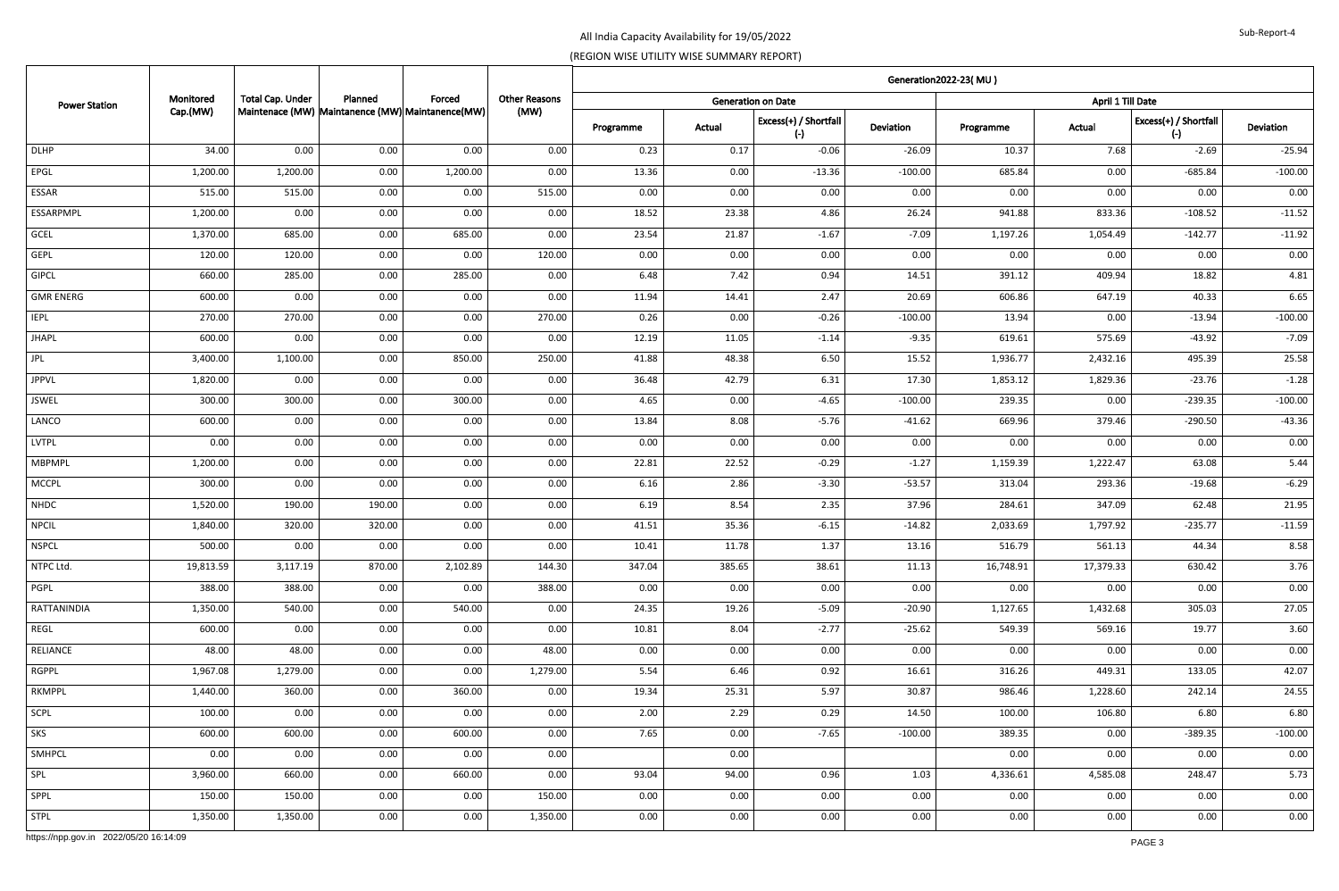All India Capacity Availability for 19/05/2022

(REGION WISE UTILITY WISE SUMMARY REPORT)

| Power Station | Monitored Cap.(MW) | Total Cap. Under Maintenace (MW) | Planned Maintanence (MW) | Forced Maintanence(MW) | Other Reasons (MW) | Generation2022-23( MU ) | | | | | | | |
|---|---|---|---|---|---|---|---|---|---|---|---|---|---|
| | | | | | | Generation on Date | | | | April 1 Till Date | | | |
| | | | | | | Programme | Actual | Excess(+) / Shortfall (-) | Deviation | Programme | Actual | Excess(+) / Shortfall (-) | Deviation |
| DLHP | 34.00 | 0.00 | 0.00 | 0.00 | 0.00 | 0.23 | 0.17 | -0.06 | -26.09 | 10.37 | 7.68 | -2.69 | -25.94 |
| EPGL | 1,200.00 | 1,200.00 | 0.00 | 1,200.00 | 0.00 | 13.36 | 0.00 | -13.36 | -100.00 | 685.84 | 0.00 | -685.84 | -100.00 |
| ESSAR | 515.00 | 515.00 | 0.00 | 0.00 | 515.00 | 0.00 | 0.00 | 0.00 | 0.00 | 0.00 | 0.00 | 0.00 | 0.00 |
| ESSARPMPL | 1,200.00 | 0.00 | 0.00 | 0.00 | 0.00 | 18.52 | 23.38 | 4.86 | 26.24 | 941.88 | 833.36 | -108.52 | -11.52 |
| GCEL | 1,370.00 | 685.00 | 0.00 | 685.00 | 0.00 | 23.54 | 21.87 | -1.67 | -7.09 | 1,197.26 | 1,054.49 | -142.77 | -11.92 |
| GEPL | 120.00 | 120.00 | 0.00 | 0.00 | 120.00 | 0.00 | 0.00 | 0.00 | 0.00 | 0.00 | 0.00 | 0.00 | 0.00 |
| GIPCL | 660.00 | 285.00 | 0.00 | 285.00 | 0.00 | 6.48 | 7.42 | 0.94 | 14.51 | 391.12 | 409.94 | 18.82 | 4.81 |
| GMR ENERG | 600.00 | 0.00 | 0.00 | 0.00 | 0.00 | 11.94 | 14.41 | 2.47 | 20.69 | 606.86 | 647.19 | 40.33 | 6.65 |
| IEPL | 270.00 | 270.00 | 0.00 | 0.00 | 270.00 | 0.26 | 0.00 | -0.26 | -100.00 | 13.94 | 0.00 | -13.94 | -100.00 |
| JHAPL | 600.00 | 0.00 | 0.00 | 0.00 | 0.00 | 12.19 | 11.05 | -1.14 | -9.35 | 619.61 | 575.69 | -43.92 | -7.09 |
| JPL | 3,400.00 | 1,100.00 | 0.00 | 850.00 | 250.00 | 41.88 | 48.38 | 6.50 | 15.52 | 1,936.77 | 2,432.16 | 495.39 | 25.58 |
| JPPVL | 1,820.00 | 0.00 | 0.00 | 0.00 | 0.00 | 36.48 | 42.79 | 6.31 | 17.30 | 1,853.12 | 1,829.36 | -23.76 | -1.28 |
| JSWEL | 300.00 | 300.00 | 0.00 | 300.00 | 0.00 | 4.65 | 0.00 | -4.65 | -100.00 | 239.35 | 0.00 | -239.35 | -100.00 |
| LANCO | 600.00 | 0.00 | 0.00 | 0.00 | 0.00 | 13.84 | 8.08 | -5.76 | -41.62 | 669.96 | 379.46 | -290.50 | -43.36 |
| LVTPL | 0.00 | 0.00 | 0.00 | 0.00 | 0.00 | 0.00 | 0.00 | 0.00 | 0.00 | 0.00 | 0.00 | 0.00 | 0.00 |
| MBPMPL | 1,200.00 | 0.00 | 0.00 | 0.00 | 0.00 | 22.81 | 22.52 | -0.29 | -1.27 | 1,159.39 | 1,222.47 | 63.08 | 5.44 |
| MCCPL | 300.00 | 0.00 | 0.00 | 0.00 | 0.00 | 6.16 | 2.86 | -3.30 | -53.57 | 313.04 | 293.36 | -19.68 | -6.29 |
| NHDC | 1,520.00 | 190.00 | 190.00 | 0.00 | 0.00 | 6.19 | 8.54 | 2.35 | 37.96 | 284.61 | 347.09 | 62.48 | 21.95 |
| NPCIL | 1,840.00 | 320.00 | 320.00 | 0.00 | 0.00 | 41.51 | 35.36 | -6.15 | -14.82 | 2,033.69 | 1,797.92 | -235.77 | -11.59 |
| NSPCL | 500.00 | 0.00 | 0.00 | 0.00 | 0.00 | 10.41 | 11.78 | 1.37 | 13.16 | 516.79 | 561.13 | 44.34 | 8.58 |
| NTPC Ltd. | 19,813.59 | 3,117.19 | 870.00 | 2,102.89 | 144.30 | 347.04 | 385.65 | 38.61 | 11.13 | 16,748.91 | 17,379.33 | 630.42 | 3.76 |
| PGPL | 388.00 | 388.00 | 0.00 | 0.00 | 388.00 | 0.00 | 0.00 | 0.00 | 0.00 | 0.00 | 0.00 | 0.00 | 0.00 |
| RATTANINDIA | 1,350.00 | 540.00 | 0.00 | 540.00 | 0.00 | 24.35 | 19.26 | -5.09 | -20.90 | 1,127.65 | 1,432.68 | 305.03 | 27.05 |
| REGL | 600.00 | 0.00 | 0.00 | 0.00 | 0.00 | 10.81 | 8.04 | -2.77 | -25.62 | 549.39 | 569.16 | 19.77 | 3.60 |
| RELIANCE | 48.00 | 48.00 | 0.00 | 0.00 | 48.00 | 0.00 | 0.00 | 0.00 | 0.00 | 0.00 | 0.00 | 0.00 | 0.00 |
| RGPPL | 1,967.08 | 1,279.00 | 0.00 | 0.00 | 1,279.00 | 5.54 | 6.46 | 0.92 | 16.61 | 316.26 | 449.31 | 133.05 | 42.07 |
| RKMPPL | 1,440.00 | 360.00 | 0.00 | 360.00 | 0.00 | 19.34 | 25.31 | 5.97 | 30.87 | 986.46 | 1,228.60 | 242.14 | 24.55 |
| SCPL | 100.00 | 0.00 | 0.00 | 0.00 | 0.00 | 2.00 | 2.29 | 0.29 | 14.50 | 100.00 | 106.80 | 6.80 | 6.80 |
| SKS | 600.00 | 600.00 | 0.00 | 600.00 | 0.00 | 7.65 | 0.00 | -7.65 | -100.00 | 389.35 | 0.00 | -389.35 | -100.00 |
| SMHPCL | 0.00 | 0.00 | 0.00 | 0.00 | 0.00 | | 0.00 | | | 0.00 | 0.00 | 0.00 | 0.00 |
| SPL | 3,960.00 | 660.00 | 0.00 | 660.00 | 0.00 | 93.04 | 94.00 | 0.96 | 1.03 | 4,336.61 | 4,585.08 | 248.47 | 5.73 |
| SPPL | 150.00 | 150.00 | 0.00 | 0.00 | 150.00 | 0.00 | 0.00 | 0.00 | 0.00 | 0.00 | 0.00 | 0.00 | 0.00 |
| STPL | 1,350.00 | 1,350.00 | 0.00 | 0.00 | 1,350.00 | 0.00 | 0.00 | 0.00 | 0.00 | 0.00 | 0.00 | 0.00 | 0.00 |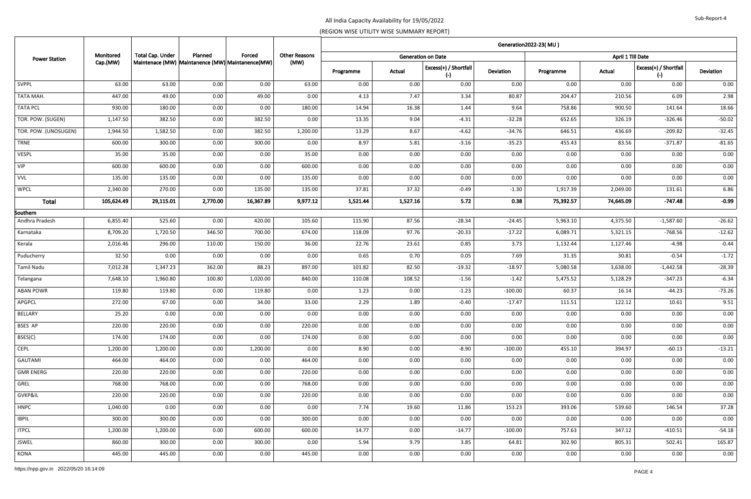All India Capacity Availability for 19/05/2022

(REGION WISE UTILITY WISE SUMMARY REPORT)

| Power Station | Monitored Cap.(MW) | Total Cap. Under Maintenace (MW) | Planned Maintanence (MW) | Forced Maintanence(MW) | Other Reasons (MW) | Generation2022-23( MU ) | | | | | | | |
|---|---|---|---|---|---|---|---|---|---|---|---|---|---|
| | | | | | | Generation on Date | | | | April 1 Till Date | | | |
| | | | | | | Programme | Actual | Excess(+) / Shortfall (-) | Deviation | Programme | Actual | Excess(+) / Shortfall (-) | Deviation |
| SVPPL | 63.00 | 63.00 | 0.00 | 0.00 | 63.00 | 0.00 | 0.00 | 0.00 | 0.00 | 0.00 | 0.00 | 0.00 | 0.00 |
| TATA MAH. | 447.00 | 49.00 | 0.00 | 49.00 | 0.00 | 4.13 | 7.47 | 3.34 | 80.87 | 204.47 | 210.56 | 6.09 | 2.98 |
| TATA PCL | 930.00 | 180.00 | 0.00 | 0.00 | 180.00 | 14.94 | 16.38 | 1.44 | 9.64 | 758.86 | 900.50 | 141.64 | 18.66 |
| TOR. POW. (SUGEN) | 1,147.50 | 382.50 | 0.00 | 382.50 | 0.00 | 13.35 | 9.04 | -4.31 | -32.28 | 652.65 | 326.19 | -326.46 | -50.02 |
| TOR. POW. (UNOSUGEN) | 1,944.50 | 1,582.50 | 0.00 | 382.50 | 1,200.00 | 13.29 | 8.67 | -4.62 | -34.76 | 646.51 | 436.69 | -209.82 | -32.45 |
| TRNE | 600.00 | 300.00 | 0.00 | 300.00 | 0.00 | 8.97 | 5.81 | -3.16 | -35.23 | 455.43 | 83.56 | -371.87 | -81.65 |
| VESPL | 35.00 | 35.00 | 0.00 | 0.00 | 35.00 | 0.00 | 0.00 | 0.00 | 0.00 | 0.00 | 0.00 | 0.00 | 0.00 |
| VIP | 600.00 | 600.00 | 0.00 | 0.00 | 600.00 | 0.00 | 0.00 | 0.00 | 0.00 | 0.00 | 0.00 | 0.00 | 0.00 |
| VVL | 135.00 | 135.00 | 0.00 | 0.00 | 135.00 | 0.00 | 0.00 | 0.00 | 0.00 | 0.00 | 0.00 | 0.00 | 0.00 |
| WPCL | 2,340.00 | 270.00 | 0.00 | 135.00 | 135.00 | 37.81 | 37.32 | -0.49 | -1.30 | 1,917.39 | 2,049.00 | 131.61 | 6.86 |
| **Total** | **105,624.49** | **29,115.01** | **2,770.00** | **16,367.89** | **9,977.12** | **1,521.44** | **1,527.16** | **5.72** | **0.38** | **75,392.57** | **74,645.09** | **-747.48** | **-0.99** |
| **Southern** | | | | | | | | | | | | | |
| Andhra Pradesh | 6,855.40 | 525.60 | 0.00 | 420.00 | 105.60 | 115.90 | 87.56 | -28.34 | -24.45 | 5,963.10 | 4,375.50 | -1,587.60 | -26.62 |
| Karnataka | 8,709.20 | 1,720.50 | 346.50 | 700.00 | 674.00 | 118.09 | 97.76 | -20.33 | -17.22 | 6,089.71 | 5,321.15 | -768.56 | -12.62 |
| Kerala | 2,016.46 | 296.00 | 110.00 | 150.00 | 36.00 | 22.76 | 23.61 | 0.85 | 3.73 | 1,132.44 | 1,127.46 | -4.98 | -0.44 |
| Puducherry | 32.50 | 0.00 | 0.00 | 0.00 | 0.00 | 0.65 | 0.70 | 0.05 | 7.69 | 31.35 | 30.81 | -0.54 | -1.72 |
| Tamil Nadu | 7,012.28 | 1,347.23 | 362.00 | 88.23 | 897.00 | 101.82 | 82.50 | -19.32 | -18.97 | 5,080.58 | 3,638.00 | -1,442.58 | -28.39 |
| Telangana | 7,648.10 | 1,960.80 | 100.80 | 1,020.00 | 840.00 | 110.08 | 108.52 | -1.56 | -1.42 | 5,475.52 | 5,128.29 | -347.23 | -6.34 |
| ABAN POWR | 119.80 | 119.80 | 0.00 | 119.80 | 0.00 | 1.23 | 0.00 | -1.23 | -100.00 | 60.37 | 16.14 | -44.23 | -73.26 |
| APGPCL | 272.00 | 67.00 | 0.00 | 34.00 | 33.00 | 2.29 | 1.89 | -0.40 | -17.47 | 111.51 | 122.12 | 10.61 | 9.51 |
| BELLARY | 25.20 | 0.00 | 0.00 | 0.00 | 0.00 | 0.00 | 0.00 | 0.00 | 0.00 | 0.00 | 0.00 | 0.00 | 0.00 |
| BSES AP | 220.00 | 220.00 | 0.00 | 0.00 | 220.00 | 0.00 | 0.00 | 0.00 | 0.00 | 0.00 | 0.00 | 0.00 | 0.00 |
| BSES(C) | 174.00 | 174.00 | 0.00 | 0.00 | 174.00 | 0.00 | 0.00 | 0.00 | 0.00 | 0.00 | 0.00 | 0.00 | 0.00 |
| CEPL | 1,200.00 | 1,200.00 | 0.00 | 1,200.00 | 0.00 | 8.90 | 0.00 | -8.90 | -100.00 | 455.10 | 394.97 | -60.13 | -13.21 |
| GAUTAMI | 464.00 | 464.00 | 0.00 | 0.00 | 464.00 | 0.00 | 0.00 | 0.00 | 0.00 | 0.00 | 0.00 | 0.00 | 0.00 |
| GMR ENERG | 220.00 | 220.00 | 0.00 | 0.00 | 220.00 | 0.00 | 0.00 | 0.00 | 0.00 | 0.00 | 0.00 | 0.00 | 0.00 |
| GREL | 768.00 | 768.00 | 0.00 | 0.00 | 768.00 | 0.00 | 0.00 | 0.00 | 0.00 | 0.00 | 0.00 | 0.00 | 0.00 |
| GVKP&IL | 220.00 | 220.00 | 0.00 | 0.00 | 220.00 | 0.00 | 0.00 | 0.00 | 0.00 | 0.00 | 0.00 | 0.00 | 0.00 |
| HNPC | 1,040.00 | 0.00 | 0.00 | 0.00 | 0.00 | 7.74 | 19.60 | 11.86 | 153.23 | 393.06 | 539.60 | 146.54 | 37.28 |
| IBPIL | 300.00 | 300.00 | 0.00 | 0.00 | 300.00 | 0.00 | 0.00 | 0.00 | 0.00 | 0.00 | 0.00 | 0.00 | 0.00 |
| ITPCL | 1,200.00 | 1,200.00 | 0.00 | 600.00 | 600.00 | 14.77 | 0.00 | -14.77 | -100.00 | 757.63 | 347.12 | -410.51 | -54.18 |
| JSWEL | 860.00 | 300.00 | 0.00 | 300.00 | 0.00 | 5.94 | 9.79 | 3.85 | 64.81 | 302.90 | 805.31 | 502.41 | 165.87 |
| KONA | 445.00 | 445.00 | 0.00 | 0.00 | 445.00 | 0.00 | 0.00 | 0.00 | 0.00 | 0.00 | 0.00 | 0.00 | 0.00 |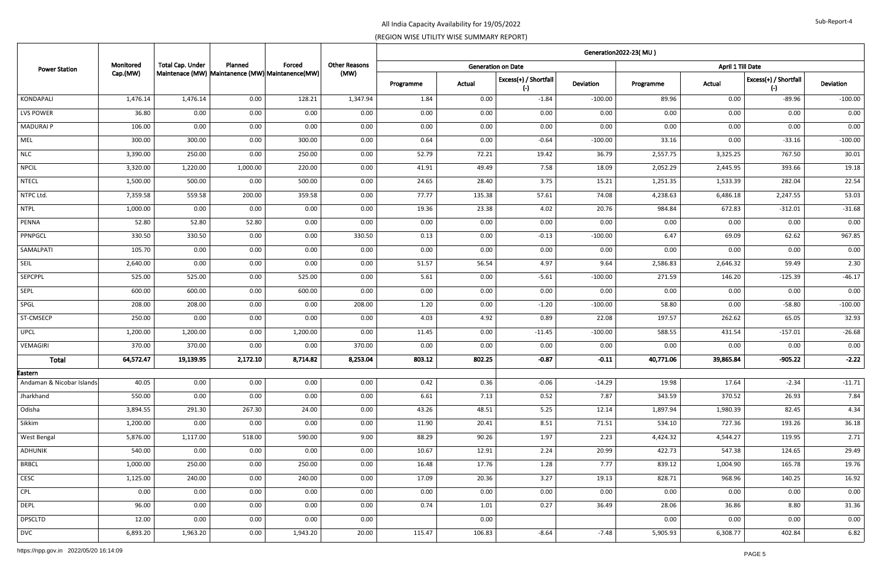All India Capacity Availability for 19/05/2022

(REGION WISE UTILITY WISE SUMMARY REPORT)

Sub-Report-4

| Power Station | Monitored Cap.(MW) | Total Cap. Under Maintenace (MW) | Planned Maintanence (MW) | Forced Maintanence(MW) | Other Reasons (MW) | Generation2022-23( MU ) | | | | | | | |
|---|---|---|---|---|---|---|---|---|---|---|---|---|---|
| | | | | | | Generation on Date | | | | April 1 Till Date | | | |
| | | | | | | Programme | Actual | Excess(+) / Shortfall (-) | Deviation | Programme | Actual | Excess(+) / Shortfall (-) | Deviation |
| KONDAPALI | 1,476.14 | 1,476.14 | 0.00 | 128.21 | 1,347.94 | 1.84 | 0.00 | -1.84 | -100.00 | 89.96 | 0.00 | -89.96 | -100.00 |
| LVS POWER | 36.80 | 0.00 | 0.00 | 0.00 | 0.00 | 0.00 | 0.00 | 0.00 | 0.00 | 0.00 | 0.00 | 0.00 | 0.00 |
| MADURAI P | 106.00 | 0.00 | 0.00 | 0.00 | 0.00 | 0.00 | 0.00 | 0.00 | 0.00 | 0.00 | 0.00 | 0.00 | 0.00 |
| MEL | 300.00 | 300.00 | 0.00 | 300.00 | 0.00 | 0.64 | 0.00 | -0.64 | -100.00 | 33.16 | 0.00 | -33.16 | -100.00 |
| NLC | 3,390.00 | 250.00 | 0.00 | 250.00 | 0.00 | 52.79 | 72.21 | 19.42 | 36.79 | 2,557.75 | 3,325.25 | 767.50 | 30.01 |
| NPCIL | 3,320.00 | 1,220.00 | 1,000.00 | 220.00 | 0.00 | 41.91 | 49.49 | 7.58 | 18.09 | 2,052.29 | 2,445.95 | 393.66 | 19.18 |
| NTECL | 1,500.00 | 500.00 | 0.00 | 500.00 | 0.00 | 24.65 | 28.40 | 3.75 | 15.21 | 1,251.35 | 1,533.39 | 282.04 | 22.54 |
| NTPC Ltd. | 7,359.58 | 559.58 | 200.00 | 359.58 | 0.00 | 77.77 | 135.38 | 57.61 | 74.08 | 4,238.63 | 6,486.18 | 2,247.55 | 53.03 |
| NTPL | 1,000.00 | 0.00 | 0.00 | 0.00 | 0.00 | 19.36 | 23.38 | 4.02 | 20.76 | 984.84 | 672.83 | -312.01 | -31.68 |
| PENNA | 52.80 | 52.80 | 52.80 | 0.00 | 0.00 | 0.00 | 0.00 | 0.00 | 0.00 | 0.00 | 0.00 | 0.00 | 0.00 |
| PPNPGCL | 330.50 | 330.50 | 0.00 | 0.00 | 330.50 | 0.13 | 0.00 | -0.13 | -100.00 | 6.47 | 69.09 | 62.62 | 967.85 |
| SAMALPATI | 105.70 | 0.00 | 0.00 | 0.00 | 0.00 | 0.00 | 0.00 | 0.00 | 0.00 | 0.00 | 0.00 | 0.00 | 0.00 |
| SEIL | 2,640.00 | 0.00 | 0.00 | 0.00 | 0.00 | 51.57 | 56.54 | 4.97 | 9.64 | 2,586.83 | 2,646.32 | 59.49 | 2.30 |
| SEPCPPL | 525.00 | 525.00 | 0.00 | 525.00 | 0.00 | 5.61 | 0.00 | -5.61 | -100.00 | 271.59 | 146.20 | -125.39 | -46.17 |
| SEPL | 600.00 | 600.00 | 0.00 | 600.00 | 0.00 | 0.00 | 0.00 | 0.00 | 0.00 | 0.00 | 0.00 | 0.00 | 0.00 |
| SPGL | 208.00 | 208.00 | 0.00 | 0.00 | 208.00 | 1.20 | 0.00 | -1.20 | -100.00 | 58.80 | 0.00 | -58.80 | -100.00 |
| ST-CMSECP | 250.00 | 0.00 | 0.00 | 0.00 | 0.00 | 4.03 | 4.92 | 0.89 | 22.08 | 197.57 | 262.62 | 65.05 | 32.93 |
| UPCL | 1,200.00 | 1,200.00 | 0.00 | 1,200.00 | 0.00 | 11.45 | 0.00 | -11.45 | -100.00 | 588.55 | 431.54 | -157.01 | -26.68 |
| VEMAGIRI | 370.00 | 370.00 | 0.00 | 0.00 | 370.00 | 0.00 | 0.00 | 0.00 | 0.00 | 0.00 | 0.00 | 0.00 | 0.00 |
| **Total** | **64,572.47** | **19,139.95** | **2,172.10** | **8,714.82** | **8,253.04** | **803.12** | **802.25** | **-0.87** | **-0.11** | **40,771.06** | **39,865.84** | **-905.22** | **-2.22** |
| **Eastern** | | | | | | | | | | | | | |
| Andaman & Nicobar Islands | 40.05 | 0.00 | 0.00 | 0.00 | 0.00 | 0.42 | 0.36 | -0.06 | -14.29 | 19.98 | 17.64 | -2.34 | -11.71 |
| Jharkhand | 550.00 | 0.00 | 0.00 | 0.00 | 0.00 | 6.61 | 7.13 | 0.52 | 7.87 | 343.59 | 370.52 | 26.93 | 7.84 |
| Odisha | 3,894.55 | 291.30 | 267.30 | 24.00 | 0.00 | 43.26 | 48.51 | 5.25 | 12.14 | 1,897.94 | 1,980.39 | 82.45 | 4.34 |
| Sikkim | 1,200.00 | 0.00 | 0.00 | 0.00 | 0.00 | 11.90 | 20.41 | 8.51 | 71.51 | 534.10 | 727.36 | 193.26 | 36.18 |
| West Bengal | 5,876.00 | 1,117.00 | 518.00 | 590.00 | 9.00 | 88.29 | 90.26 | 1.97 | 2.23 | 4,424.32 | 4,544.27 | 119.95 | 2.71 |
| ADHUNIK | 540.00 | 0.00 | 0.00 | 0.00 | 0.00 | 10.67 | 12.91 | 2.24 | 20.99 | 422.73 | 547.38 | 124.65 | 29.49 |
| BRBCL | 1,000.00 | 250.00 | 0.00 | 250.00 | 0.00 | 16.48 | 17.76 | 1.28 | 7.77 | 839.12 | 1,004.90 | 165.78 | 19.76 |
| CESC | 1,125.00 | 240.00 | 0.00 | 240.00 | 0.00 | 17.09 | 20.36 | 3.27 | 19.13 | 828.71 | 968.96 | 140.25 | 16.92 |
| CPL | 0.00 | 0.00 | 0.00 | 0.00 | 0.00 | 0.00 | 0.00 | 0.00 | 0.00 | 0.00 | 0.00 | 0.00 | 0.00 |
| DEPL | 96.00 | 0.00 | 0.00 | 0.00 | 0.00 | 0.74 | 1.01 | 0.27 | 36.49 | 28.06 | 36.86 | 8.80 | 31.36 |
| DPSCLTD | 12.00 | 0.00 | 0.00 | 0.00 | 0.00 | | 0.00 | | | 0.00 | 0.00 | 0.00 | 0.00 |
| DVC | 6,893.20 | 1,963.20 | 0.00 | 1,943.20 | 20.00 | 115.47 | 106.83 | -8.64 | -7.48 | 5,905.93 | 6,308.77 | 402.84 | 6.82 |

https://npp.gov.in 2022/05/20 16:14:09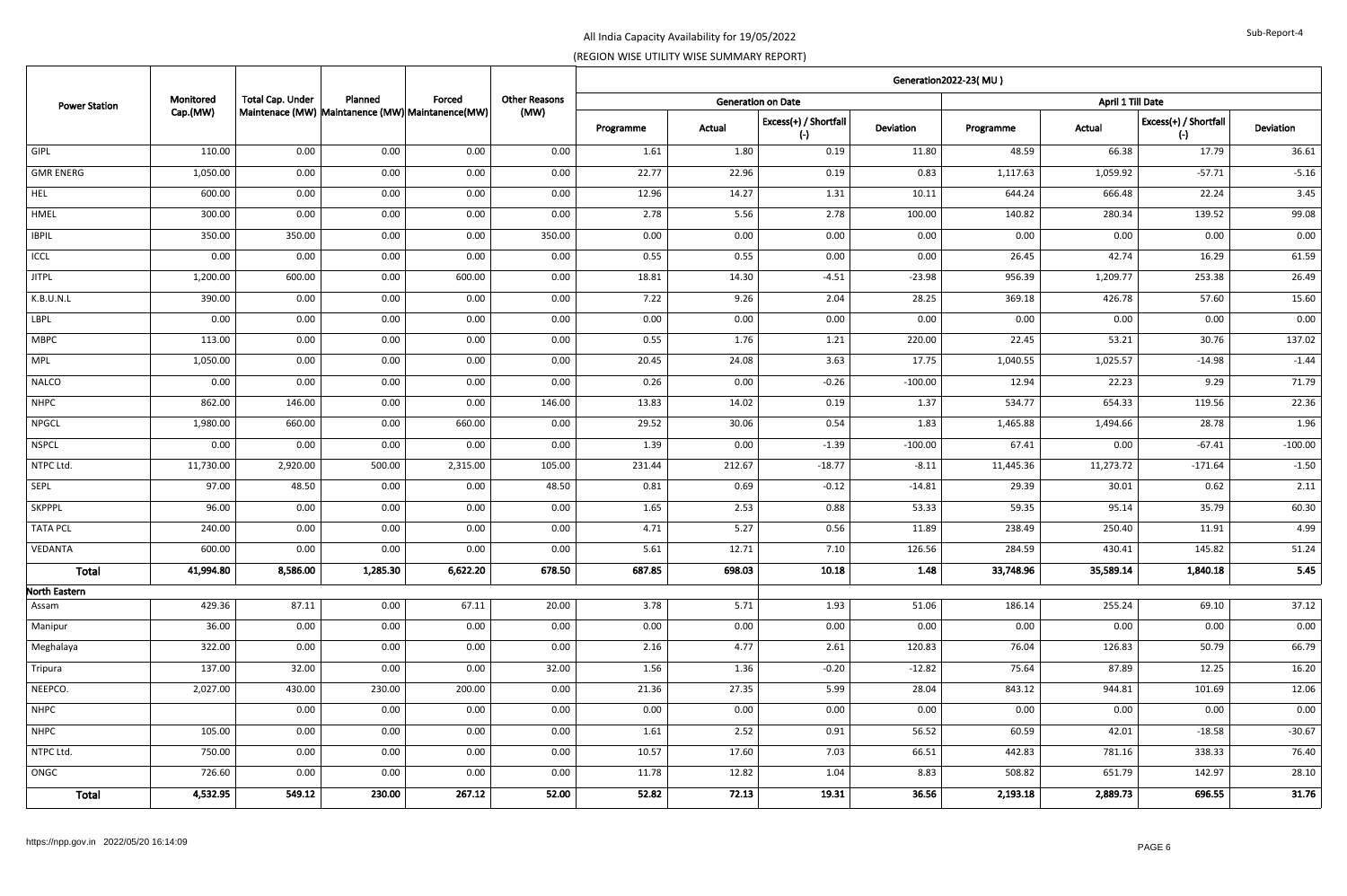All India Capacity Availability for 19/05/2022

(REGION WISE UTILITY WISE SUMMARY REPORT)

| Power Station | Monitored Cap.(MW) | Total Cap. Under Maintenace (MW) | Planned Maintanence (MW) | Forced Maintanence(MW) | Other Reasons (MW) | Generation2022-23( MU ) | | | | | | | |
|---|---|---|---|---|---|---|---|---|---|---|---|---|---|
| | | | | | | Generation on Date | | | | April 1 Till Date | | | |
| | | | | | | Programme | Actual | Excess(+) / Shortfall (-) | Deviation | Programme | Actual | Excess(+) / Shortfall (-) | Deviation |
| GIPL | 110.00 | 0.00 | 0.00 | 0.00 | 0.00 | 1.61 | 1.80 | 0.19 | 11.80 | 48.59 | 66.38 | 17.79 | 36.61 |
| GMR ENERG | 1,050.00 | 0.00 | 0.00 | 0.00 | 0.00 | 22.77 | 22.96 | 0.19 | 0.83 | 1,117.63 | 1,059.92 | -57.71 | -5.16 |
| HEL | 600.00 | 0.00 | 0.00 | 0.00 | 0.00 | 12.96 | 14.27 | 1.31 | 10.11 | 644.24 | 666.48 | 22.24 | 3.45 |
| HMEL | 300.00 | 0.00 | 0.00 | 0.00 | 0.00 | 2.78 | 5.56 | 2.78 | 100.00 | 140.82 | 280.34 | 139.52 | 99.08 |
| IBPIL | 350.00 | 350.00 | 0.00 | 0.00 | 350.00 | 0.00 | 0.00 | 0.00 | 0.00 | 0.00 | 0.00 | 0.00 | 0.00 |
| ICCL | 0.00 | 0.00 | 0.00 | 0.00 | 0.00 | 0.55 | 0.55 | 0.00 | 0.00 | 26.45 | 42.74 | 16.29 | 61.59 |
| JITPL | 1,200.00 | 600.00 | 0.00 | 600.00 | 0.00 | 18.81 | 14.30 | -4.51 | -23.98 | 956.39 | 1,209.77 | 253.38 | 26.49 |
| K.B.U.N.L | 390.00 | 0.00 | 0.00 | 0.00 | 0.00 | 7.22 | 9.26 | 2.04 | 28.25 | 369.18 | 426.78 | 57.60 | 15.60 |
| LBPL | 0.00 | 0.00 | 0.00 | 0.00 | 0.00 | 0.00 | 0.00 | 0.00 | 0.00 | 0.00 | 0.00 | 0.00 | 0.00 |
| MBPC | 113.00 | 0.00 | 0.00 | 0.00 | 0.00 | 0.55 | 1.76 | 1.21 | 220.00 | 22.45 | 53.21 | 30.76 | 137.02 |
| MPL | 1,050.00 | 0.00 | 0.00 | 0.00 | 0.00 | 20.45 | 24.08 | 3.63 | 17.75 | 1,040.55 | 1,025.57 | -14.98 | -1.44 |
| NALCO | 0.00 | 0.00 | 0.00 | 0.00 | 0.00 | 0.26 | 0.00 | -0.26 | -100.00 | 12.94 | 22.23 | 9.29 | 71.79 |
| NHPC | 862.00 | 146.00 | 0.00 | 0.00 | 146.00 | 13.83 | 14.02 | 0.19 | 1.37 | 534.77 | 654.33 | 119.56 | 22.36 |
| NPGCL | 1,980.00 | 660.00 | 0.00 | 660.00 | 0.00 | 29.52 | 30.06 | 0.54 | 1.83 | 1,465.88 | 1,494.66 | 28.78 | 1.96 |
| NSPCL | 0.00 | 0.00 | 0.00 | 0.00 | 0.00 | 1.39 | 0.00 | -1.39 | -100.00 | 67.41 | 0.00 | -67.41 | -100.00 |
| NTPC Ltd. | 11,730.00 | 2,920.00 | 500.00 | 2,315.00 | 105.00 | 231.44 | 212.67 | -18.77 | -8.11 | 11,445.36 | 11,273.72 | -171.64 | -1.50 |
| SEPL | 97.00 | 48.50 | 0.00 | 0.00 | 48.50 | 0.81 | 0.69 | -0.12 | -14.81 | 29.39 | 30.01 | 0.62 | 2.11 |
| SKPPPL | 96.00 | 0.00 | 0.00 | 0.00 | 0.00 | 1.65 | 2.53 | 0.88 | 53.33 | 59.35 | 95.14 | 35.79 | 60.30 |
| TATA PCL | 240.00 | 0.00 | 0.00 | 0.00 | 0.00 | 4.71 | 5.27 | 0.56 | 11.89 | 238.49 | 250.40 | 11.91 | 4.99 |
| VEDANTA | 600.00 | 0.00 | 0.00 | 0.00 | 0.00 | 5.61 | 12.71 | 7.10 | 126.56 | 284.59 | 430.41 | 145.82 | 51.24 |
| **Total** | **41,994.80** | **8,586.00** | **1,285.30** | **6,622.20** | **678.50** | **687.85** | **698.03** | **10.18** | **1.48** | **33,748.96** | **35,589.14** | **1,840.18** | **5.45** |
| **North Eastern** | | | | | | | | | | | | | |
| Assam | 429.36 | 87.11 | 0.00 | 67.11 | 20.00 | 3.78 | 5.71 | 1.93 | 51.06 | 186.14 | 255.24 | 69.10 | 37.12 |
| Manipur | 36.00 | 0.00 | 0.00 | 0.00 | 0.00 | 0.00 | 0.00 | 0.00 | 0.00 | 0.00 | 0.00 | 0.00 | 0.00 |
| Meghalaya | 322.00 | 0.00 | 0.00 | 0.00 | 0.00 | 2.16 | 4.77 | 2.61 | 120.83 | 76.04 | 126.83 | 50.79 | 66.79 |
| Tripura | 137.00 | 32.00 | 0.00 | 0.00 | 32.00 | 1.56 | 1.36 | -0.20 | -12.82 | 75.64 | 87.89 | 12.25 | 16.20 |
| NEEPCO. | 2,027.00 | 430.00 | 230.00 | 200.00 | 0.00 | 21.36 | 27.35 | 5.99 | 28.04 | 843.12 | 944.81 | 101.69 | 12.06 |
| NHPC | | 0.00 | 0.00 | 0.00 | 0.00 | 0.00 | 0.00 | 0.00 | 0.00 | 0.00 | 0.00 | 0.00 | 0.00 |
| NHPC | 105.00 | 0.00 | 0.00 | 0.00 | 0.00 | 1.61 | 2.52 | 0.91 | 56.52 | 60.59 | 42.01 | -18.58 | -30.67 |
| NTPC Ltd. | 750.00 | 0.00 | 0.00 | 0.00 | 0.00 | 10.57 | 17.60 | 7.03 | 66.51 | 442.83 | 781.16 | 338.33 | 76.40 |
| ONGC | 726.60 | 0.00 | 0.00 | 0.00 | 0.00 | 11.78 | 12.82 | 1.04 | 8.83 | 508.82 | 651.79 | 142.97 | 28.10 |
| **Total** | **4,532.95** | **549.12** | **230.00** | **267.12** | **52.00** | **52.82** | **72.13** | **19.31** | **36.56** | **2,193.18** | **2,889.73** | **696.55** | **31.76** |